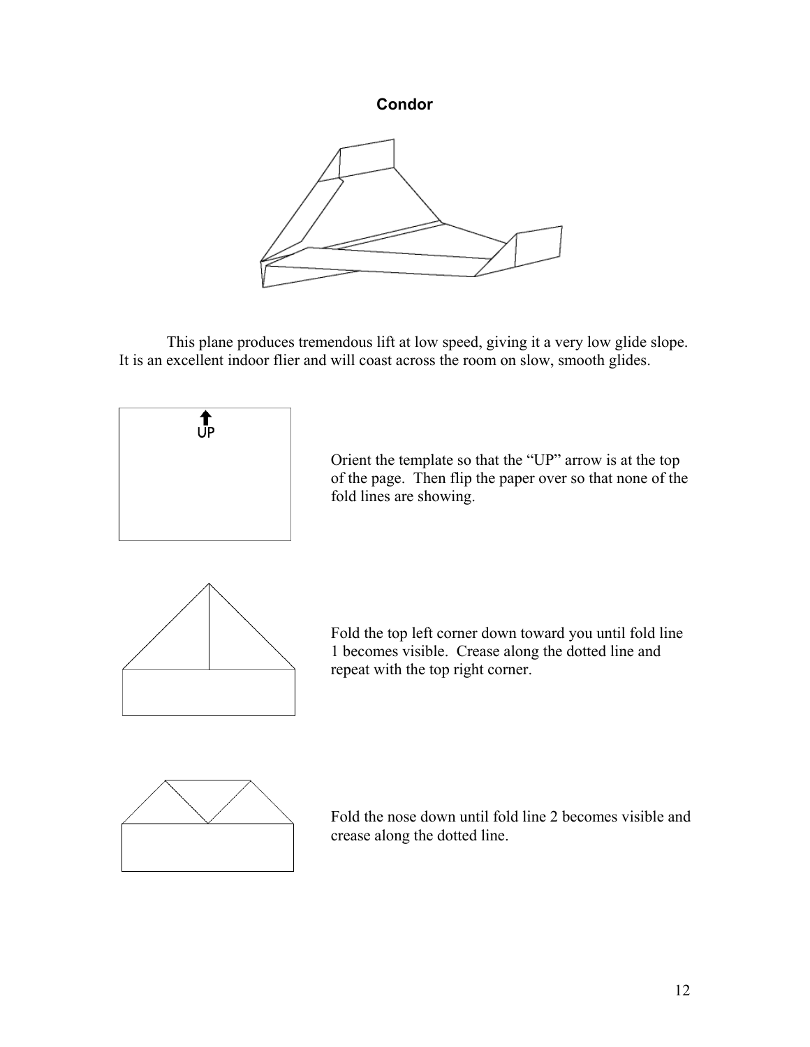# Condor

This plane produces tremendous lift at low speed, giving it a very low glide slope. It is an excellent indoor flier and will coast across the room on slow, smooth glides.

UP

Orient the template so that the "UP" arrow is at the top of the page. Then flip the paper over so that none of the fold lines are showing.

Fold the top left corner down toward you until fold line 1 becomes visible. Crease along the dotted line and repeat with the top right corner.

Fold the nose down until fold line 2 becomes visible and crease along the dotted line.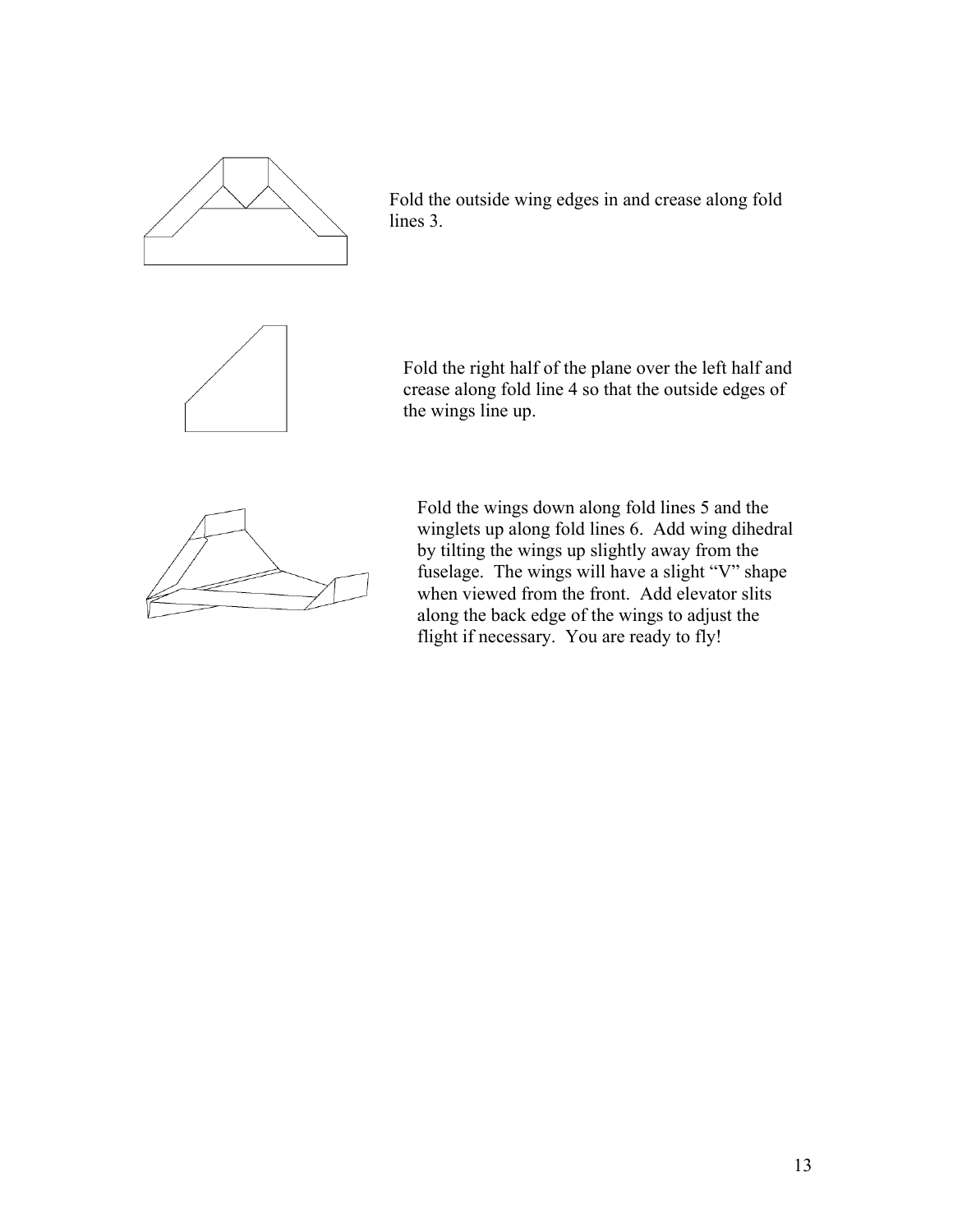Fold the outside wing edges in and crease along fold lines 3.

Fold the right half of the plane over the left half and crease along fold line 4 so that the outside edges of the wings line up.

Fold the wings down along fold lines 5 and the winglets up along fold lines 6. Add wing dihedral by tilting the wings up slightly away from the fuselage. The wings will have a slight "V" shape when viewed from the front. Add elevator slits along the back edge of the wings to adjust the flight if necessary. You are ready to fly!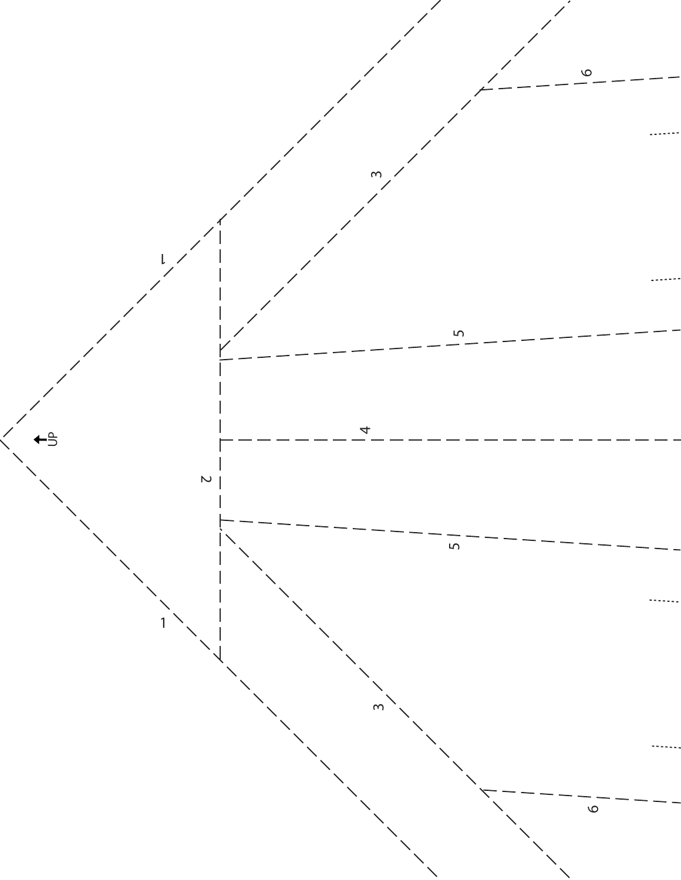UP

1

2

1

3

4

5

5

3

6

6